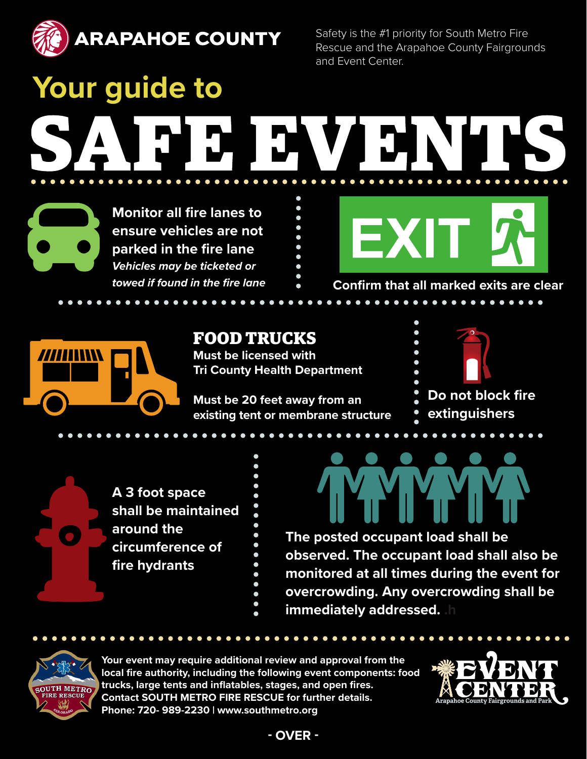**ARAPAHOE COUNTY**

Safety is the #1 priority for South Metro Fire Rescue and the Arapahoe County Fairgrounds and Event Center.

# Your guide to SAFE EVENTS

**Monitor all fire lanes to ensure vehicles are not parked in the fire lane**
***Vehicles may be ticketed or towed if found in the fire lane***

EXIT

**Confirm that all marked exits are clear**

## FOOD TRUCKS

**Must be licensed with Tri County Health Department**

**Must be 20 feet away from an existing tent or membrane structure**

**Do not block fire extinguishers**

**A 3 foot space shall be maintained around the circumference of fire hydrants**

**The posted occupant load shall be observed. The occupant load shall also be monitored at all times during the event for overcrowding. Any overcrowding shall be immediately addressed.**

SOUTH METRO FIRE RESCUE COLORADO

**Your event may require additional review and approval from the local fire authority, including the following event components: food trucks, large tents and inflatables, stages, and open fires. Contact SOUTH METRO FIRE RESCUE for further details. Phone: 720- 989-2230 | www.southmetro.org**

EVENT CENTER
Arapahoe County Fairgrounds and Park

**- OVER -**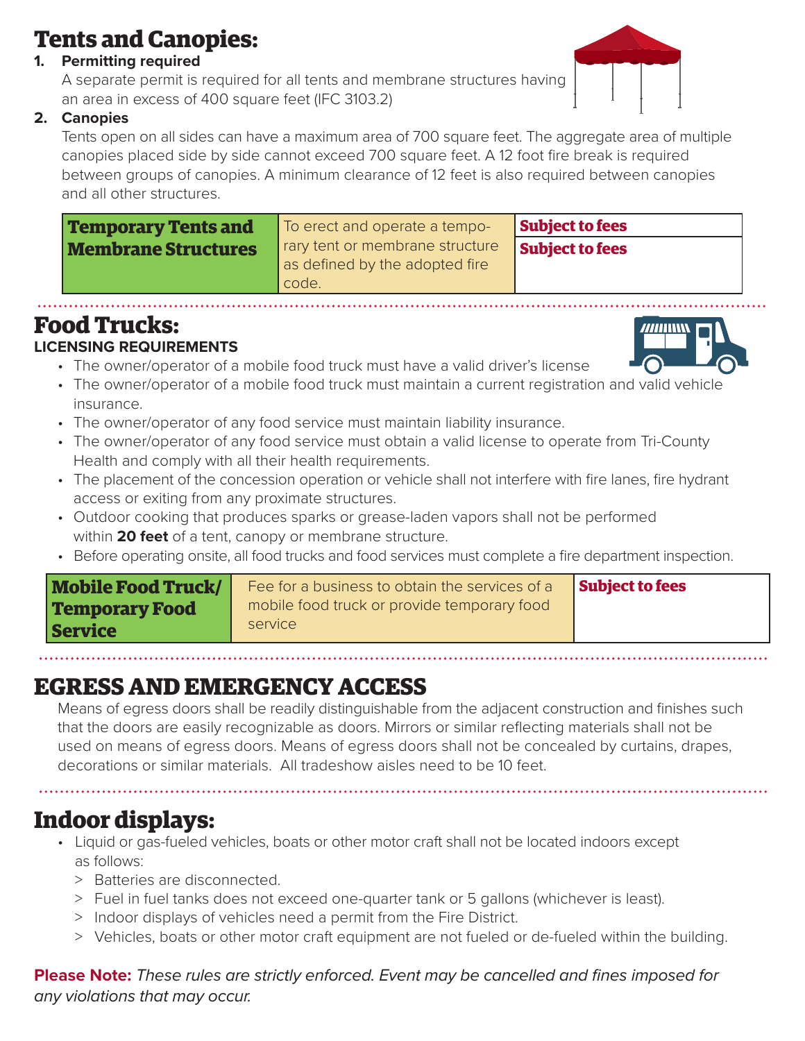# Tents and Canopies:

1. **Permitting required**
   A separate permit is required for all tents and membrane structures having an area in excess of 400 square feet (IFC 3103.2)
2. **Canopies**
   Tents open on all sides can have a maximum area of 700 square feet. The aggregate area of multiple canopies placed side by side cannot exceed 700 square feet. A 12 foot fire break is required between groups of canopies. A minimum clearance of 12 feet is also required between canopies and all other structures.

| | | |
|---|---|---|
| **Temporary Tents and Membrane Structures** | To erect and operate a temporary tent or membrane structure as defined by the adopted fire code. | **Subject to fees**<br>**Subject to fees** |

# Food Trucks:

**LICENSING REQUIREMENTS**

- The owner/operator of a mobile food truck must have a valid driver's license
- The owner/operator of a mobile food truck must maintain a current registration and valid vehicle insurance.
- The owner/operator of any food service must maintain liability insurance.
- The owner/operator of any food service must obtain a valid license to operate from Tri-County Health and comply with all their health requirements.
- The placement of the concession operation or vehicle shall not interfere with fire lanes, fire hydrant access or exiting from any proximate structures.
- Outdoor cooking that produces sparks or grease-laden vapors shall not be performed within **20 feet** of a tent, canopy or membrane structure.
- Before operating onsite, all food trucks and food services must complete a fire department inspection.

| | | |
|---|---|---|
| **Mobile Food Truck/ Temporary Food Service** | Fee for a business to obtain the services of a mobile food truck or provide temporary food service | **Subject to fees** |

# EGRESS AND EMERGENCY ACCESS

Means of egress doors shall be readily distinguishable from the adjacent construction and finishes such that the doors are easily recognizable as doors. Mirrors or similar reflecting materials shall not be used on means of egress doors. Means of egress doors shall not be concealed by curtains, drapes, decorations or similar materials. All tradeshow aisles need to be 10 feet.

# Indoor displays:

- Liquid or gas-fueled vehicles, boats or other motor craft shall not be located indoors except as follows:
  > Batteries are disconnected.
  > Fuel in fuel tanks does not exceed one-quarter tank or 5 gallons (whichever is least).
  > Indoor displays of vehicles need a permit from the Fire District.
  > Vehicles, boats or other motor craft equipment are not fueled or de-fueled within the building.

**Please Note:** *These rules are strictly enforced. Event may be cancelled and fines imposed for any violations that may occur.*